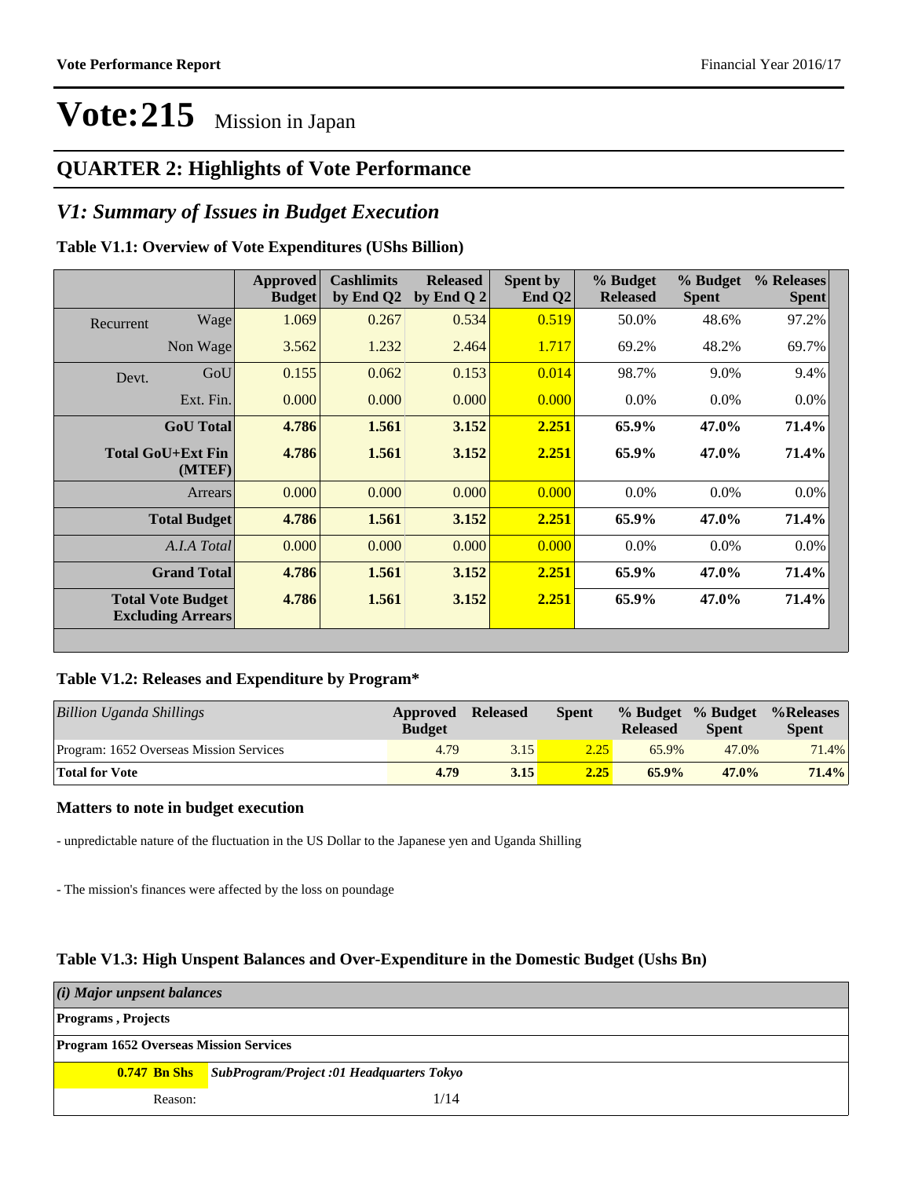# Vote:215 Mission in Japan

## QUARTER 2: Highlights of Vote Performance

## *V1: Summary of Issues in Budget Execution*

**Table V1.1: Overview of Vote Expenditures (UShs Billion)**

| | | Approved Budget | Cashlimits by End Q2 | Released by End Q 2 | Spent by End Q2 | % Budget Released | % Budget Spent | % Releases Spent |
|---|---|---|---|---|---|---|---|---|
| Recurrent | Wage | 1.069 | 0.267 | 0.534 | 0.519 | 50.0% | 48.6% | 97.2% |
| | Non Wage | 3.562 | 1.232 | 2.464 | 1.717 | 69.2% | 48.2% | 69.7% |
| Devt. | GoU | 0.155 | 0.062 | 0.153 | 0.014 | 98.7% | 9.0% | 9.4% |
| | Ext. Fin. | 0.000 | 0.000 | 0.000 | 0.000 | 0.0% | 0.0% | 0.0% |
| | **GoU Total** | **4.786** | **1.561** | **3.152** | **2.251** | **65.9%** | **47.0%** | **71.4%** |
| | **Total GoU+Ext Fin (MTEF)** | **4.786** | **1.561** | **3.152** | **2.251** | **65.9%** | **47.0%** | **71.4%** |
| | Arrears | 0.000 | 0.000 | 0.000 | 0.000 | 0.0% | 0.0% | 0.0% |
| | **Total Budget** | **4.786** | **1.561** | **3.152** | **2.251** | **65.9%** | **47.0%** | **71.4%** |
| | *A.I.A Total* | 0.000 | 0.000 | 0.000 | 0.000 | 0.0% | 0.0% | 0.0% |
| | **Grand Total** | **4.786** | **1.561** | **3.152** | **2.251** | **65.9%** | **47.0%** | **71.4%** |
| | **Total Vote Budget Excluding Arrears** | **4.786** | **1.561** | **3.152** | **2.251** | **65.9%** | **47.0%** | **71.4%** |

**Table V1.2: Releases and Expenditure by Program***

| *Billion Uganda Shillings* | Approved Budget | Released | Spent | % Budget Released | % Budget Spent | %Releases Spent |
|---|---|---|---|---|---|---|
| Program: 1652 Overseas Mission Services | 4.79 | 3.15 | 2.25 | 65.9% | 47.0% | 71.4% |
| **Total for Vote** | **4.79** | **3.15** | **2.25** | **65.9%** | **47.0%** | **71.4%** |

### Matters to note in budget execution

- unpredictable nature of the fluctuation in the US Dollar to the Japanese yen and Uganda Shilling

- The mission's finances were affected by the loss on poundage

**Table V1.3: High Unspent Balances and Over-Expenditure in the Domestic Budget (Ushs Bn)**

| *(i) Major unpsent balances* | |
|---|---|
| **Programs , Projects** | |
| **Program 1652 Overseas Mission Services** | |
| **0.747 Bn Shs** | ***SubProgram/Project :01 Headquarters Tokyo*** |
| Reason: | |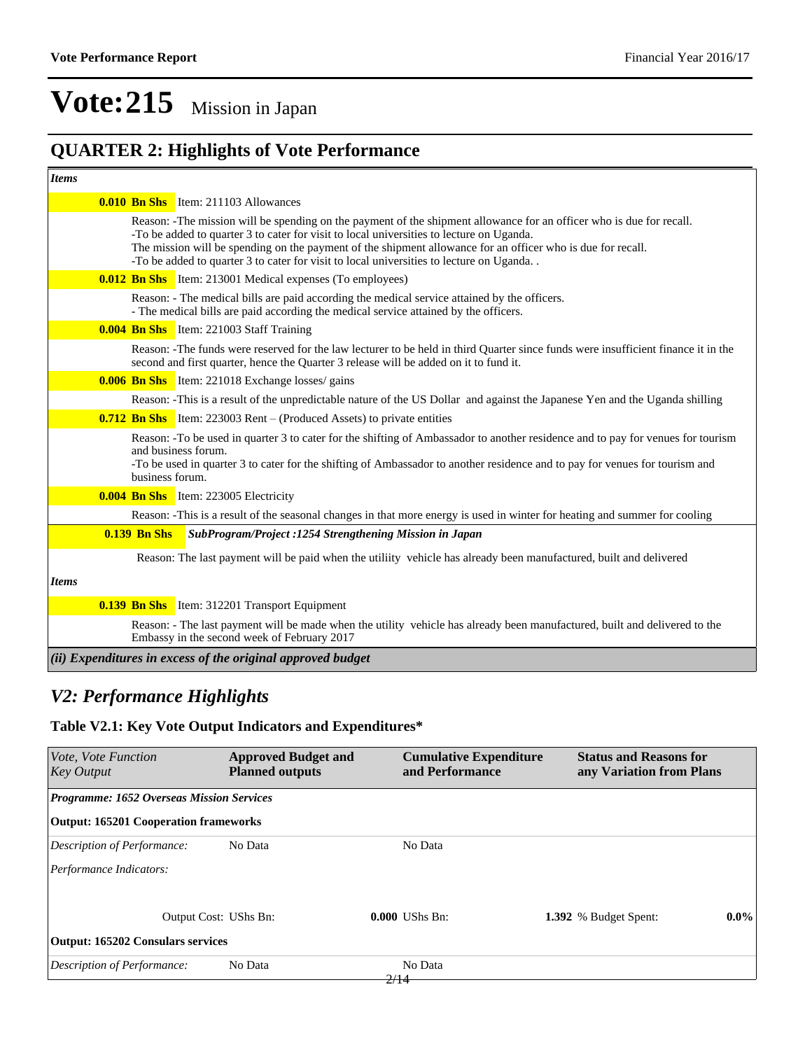# Vote:215 Mission in Japan

## QUARTER 2: Highlights of Vote Performance

*Items*

**0.010 Bn Shs** Item: 211103 Allowances

Reason: -The mission will be spending on the payment of the shipment allowance for an officer who is due for recall.
-To be added to quarter 3 to cater for visit to local universities to lecture on Uganda.
The mission will be spending on the payment of the shipment allowance for an officer who is due for recall.
-To be added to quarter 3 to cater for visit to local universities to lecture on Uganda. .

**0.012 Bn Shs** Item: 213001 Medical expenses (To employees)

Reason: - The medical bills are paid according the medical service attained by the officers.
- The medical bills are paid according the medical service attained by the officers.

**0.004 Bn Shs** Item: 221003 Staff Training

Reason: -The funds were reserved for the law lecturer to be held in third Quarter since funds were insufficient finance it in the second and first quarter, hence the Quarter 3 release will be added on it to fund it.

**0.006 Bn Shs** Item: 221018 Exchange losses/ gains

Reason: -This is a result of the unpredictable nature of the US Dollar and against the Japanese Yen and the Uganda shilling

**0.712 Bn Shs** Item: 223003 Rent – (Produced Assets) to private entities

Reason: -To be used in quarter 3 to cater for the shifting of Ambassador to another residence and to pay for venues for tourism and business forum.
-To be used in quarter 3 to cater for the shifting of Ambassador to another residence and to pay for venues for tourism and business forum.

**0.004 Bn Shs** Item: 223005 Electricity

Reason: -This is a result of the seasonal changes in that more energy is used in winter for heating and summer for cooling

**0.139 Bn Shs** ***SubProgram/Project :1254 Strengthening Mission in Japan***

Reason: The last payment will be paid when the utiliity vehicle has already been manufactured, built and delivered

*Items*

**0.139 Bn Shs** Item: 312201 Transport Equipment

Reason: - The last payment will be made when the utility vehicle has already been manufactured, built and delivered to the Embassy in the second week of February 2017

***(ii) Expenditures in excess of the original approved budget***

## *V2: Performance Highlights*

### Table V2.1: Key Vote Output Indicators and Expenditures*

| *Vote, Vote Function Key Output* | **Approved Budget and Planned outputs** | **Cumulative Expenditure and Performance** | **Status and Reasons for any Variation from Plans** |
|---|---|---|---|
| ***Programme: 1652 Overseas Mission Services*** | | | |
| **Output: 165201 Cooperation frameworks** | | | |
| *Description of Performance:* | No Data | No Data | |
| *Performance Indicators:* | | | |
| Output Cost: UShs Bn: | **0.000** | UShs Bn: **1.392** | % Budget Spent: **0.0%** |
| **Output: 165202 Consulars services** | | | |
| *Description of Performance:* | No Data | No Data | |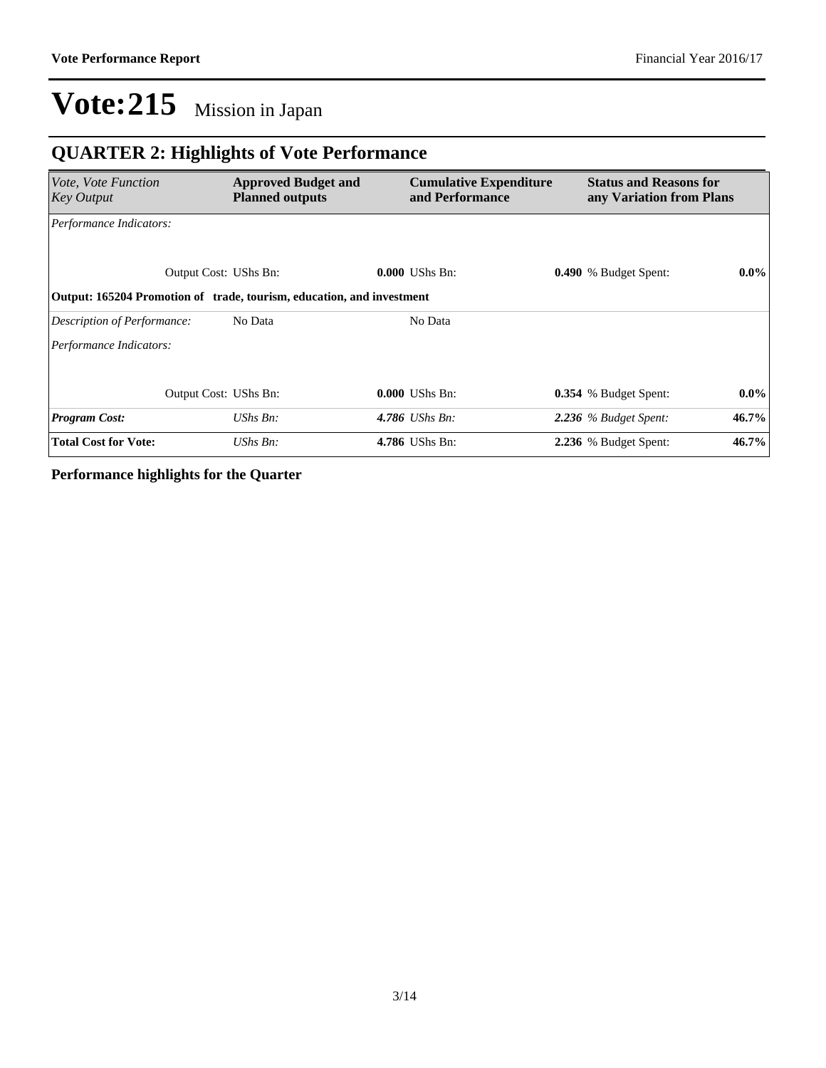# Vote:215 Mission in Japan

## QUARTER 2: Highlights of Vote Performance

| *Vote, Vote Function Key Output* | **Approved Budget and Planned outputs** | **Cumulative Expenditure and Performance** | **Status and Reasons for any Variation from Plans** | |
|---|---|---|---|---|
| *Performance Indicators:* | | | | |
| Output Cost: | UShs Bn: | **0.000** UShs Bn: | **0.490** % Budget Spent: | **0.0%** |
| **Output: 165204 Promotion of trade, tourism, education, and investment** | | | | |
| *Description of Performance:* | No Data | No Data | | |
| *Performance Indicators:* | | | | |
| Output Cost: | UShs Bn: | **0.000** UShs Bn: | **0.354** % Budget Spent: | **0.0%** |
| ***Program Cost:*** | *UShs Bn:* | ***4.786*** *UShs Bn:* | ***2.236*** *% Budget Spent:* | **46.7%** |
| **Total Cost for Vote:** | *UShs Bn:* | **4.786** UShs Bn: | **2.236** % Budget Spent: | **46.7%** |

**Performance highlights for the Quarter**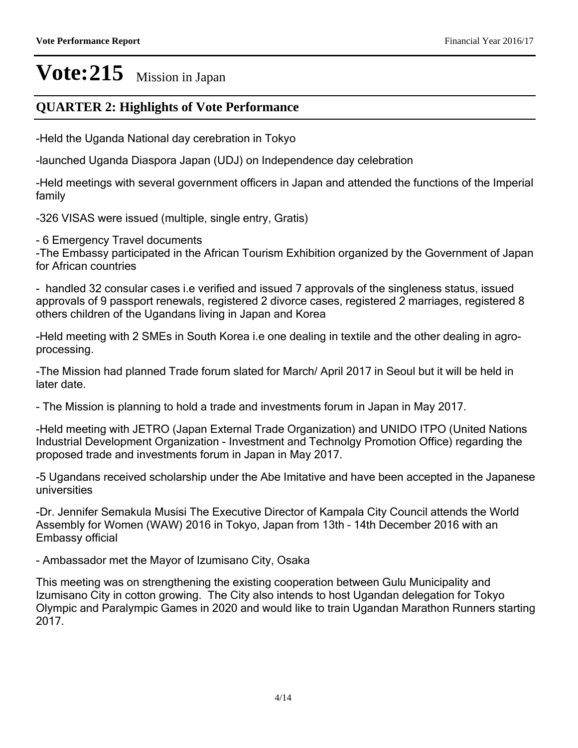# Vote:215 Mission in Japan

## QUARTER 2: Highlights of Vote Performance

-Held the Uganda National day cerebration in Tokyo

-launched Uganda Diaspora Japan (UDJ) on Independence day celebration

-Held meetings with several government officers in Japan and attended the functions of the Imperial family

-326 VISAS were issued (multiple, single entry, Gratis)

- 6 Emergency Travel documents
-The Embassy participated in the African Tourism Exhibition organized by the Government of Japan for African countries

- handled 32 consular cases i.e verified and issued 7 approvals of the singleness status, issued approvals of 9 passport renewals, registered 2 divorce cases, registered 2 marriages, registered 8 others children of the Ugandans living in Japan and Korea

-Held meeting with 2 SMEs in South Korea i.e one dealing in textile and the other dealing in agro-processing.

-The Mission had planned Trade forum slated for March/ April 2017 in Seoul but it will be held in later date.

- The Mission is planning to hold a trade and investments forum in Japan in May 2017.

-Held meeting with JETRO (Japan External Trade Organization) and UNIDO ITPO (United Nations Industrial Development Organization - Investment and Technolgy Promotion Office) regarding the proposed trade and investments forum in Japan in May 2017.

-5 Ugandans received scholarship under the Abe Imitative and have been accepted in the Japanese universities

-Dr. Jennifer Semakula Musisi The Executive Director of Kampala City Council attends the World Assembly for Women (WAW) 2016 in Tokyo, Japan from 13th – 14th December 2016 with an Embassy official

- Ambassador met the Mayor of Izumisano City, Osaka

This meeting was on strengthening the existing cooperation between Gulu Municipality and Izumisano City in cotton growing. The City also intends to host Ugandan delegation for Tokyo Olympic and Paralympic Games in 2020 and would like to train Ugandan Marathon Runners starting 2017.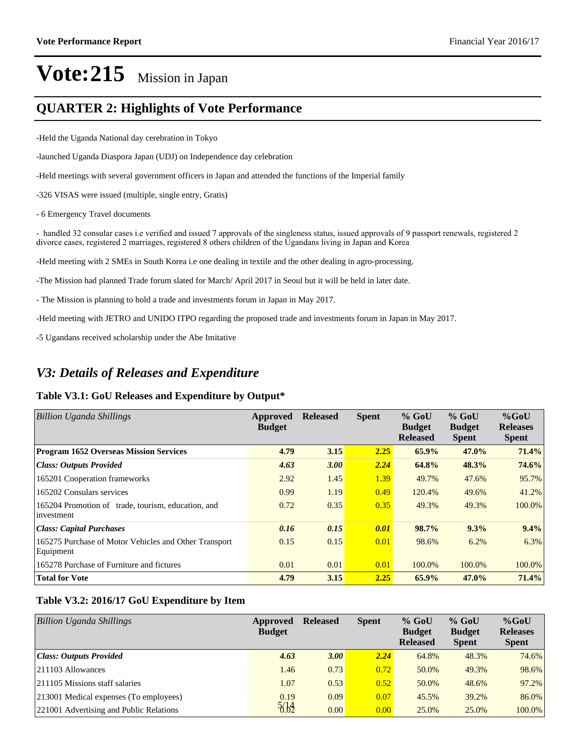# Vote:215 Mission in Japan

## QUARTER 2: Highlights of Vote Performance

-Held the Uganda National day cerebration in Tokyo

-launched Uganda Diaspora Japan (UDJ) on Independence day celebration

-Held meetings with several government officers in Japan and attended the functions of the Imperial family

-326 VISAS were issued (multiple, single entry, Gratis)

- 6 Emergency Travel documents

- handled 32 consular cases i.e verified and issued 7 approvals of the singleness status, issued approvals of 9 passport renewals, registered 2 divorce cases, registered 2 marriages, registered 8 others children of the Ugandans living in Japan and Korea

-Held meeting with 2 SMEs in South Korea i.e one dealing in textile and the other dealing in agro-processing.

-The Mission had planned Trade forum slated for March/ April 2017 in Seoul but it will be held in later date.

- The Mission is planning to hold a trade and investments forum in Japan in May 2017.

-Held meeting with JETRO and UNIDO ITPO regarding the proposed trade and investments forum in Japan in May 2017.

-5 Ugandans received scholarship under the Abe Imitative

## *V3: Details of Releases and Expenditure*

### Table V3.1: GoU Releases and Expenditure by Output*

| *Billion Uganda Shillings* | Approved Budget | Released | Spent | % GoU Budget Released | % GoU Budget Spent | %GoU Releases Spent |
|---|---|---|---|---|---|---|
| **Program 1652 Overseas Mission Services** | **4.79** | **3.15** | **2.25** | **65.9%** | **47.0%** | **71.4%** |
| ***Class: Outputs Provided*** | ***4.63*** | ***3.00*** | ***2.24*** | **64.8%** | **48.3%** | **74.6%** |
| 165201 Cooperation frameworks | 2.92 | 1.45 | 1.39 | 49.7% | 47.6% | 95.7% |
| 165202 Consulars services | 0.99 | 1.19 | 0.49 | 120.4% | 49.6% | 41.2% |
| 165204 Promotion of trade, tourism, education, and investment | 0.72 | 0.35 | 0.35 | 49.3% | 49.3% | 100.0% |
| ***Class: Capital Purchases*** | ***0.16*** | ***0.15*** | ***0.01*** | **98.7%** | **9.3%** | **9.4%** |
| 165275 Purchase of Motor Vehicles and Other Transport Equipment | 0.15 | 0.15 | 0.01 | 98.6% | 6.2% | 6.3% |
| 165278 Purchase of Furniture and fictures | 0.01 | 0.01 | 0.01 | 100.0% | 100.0% | 100.0% |
| **Total for Vote** | **4.79** | **3.15** | **2.25** | **65.9%** | **47.0%** | **71.4%** |

### Table V3.2: 2016/17 GoU Expenditure by Item

| *Billion Uganda Shillings* | Approved Budget | Released | Spent | % GoU Budget Released | % GoU Budget Spent | %GoU Releases Spent |
|---|---|---|---|---|---|---|
| ***Class: Outputs Provided*** | ***4.63*** | ***3.00*** | ***2.24*** | 64.8% | 48.3% | 74.6% |
| 211103 Allowances | 1.46 | 0.73 | 0.72 | 50.0% | 49.3% | 98.6% |
| 211105 Missions staff salaries | 1.07 | 0.53 | 0.52 | 50.0% | 48.6% | 97.2% |
| 213001 Medical expenses (To employees) | 0.19 | 0.09 | 0.07 | 45.5% | 39.2% | 86.0% |
| 221001 Advertising and Public Relations | 0.02 | 0.00 | 0.00 | 25.0% | 25.0% | 100.0% |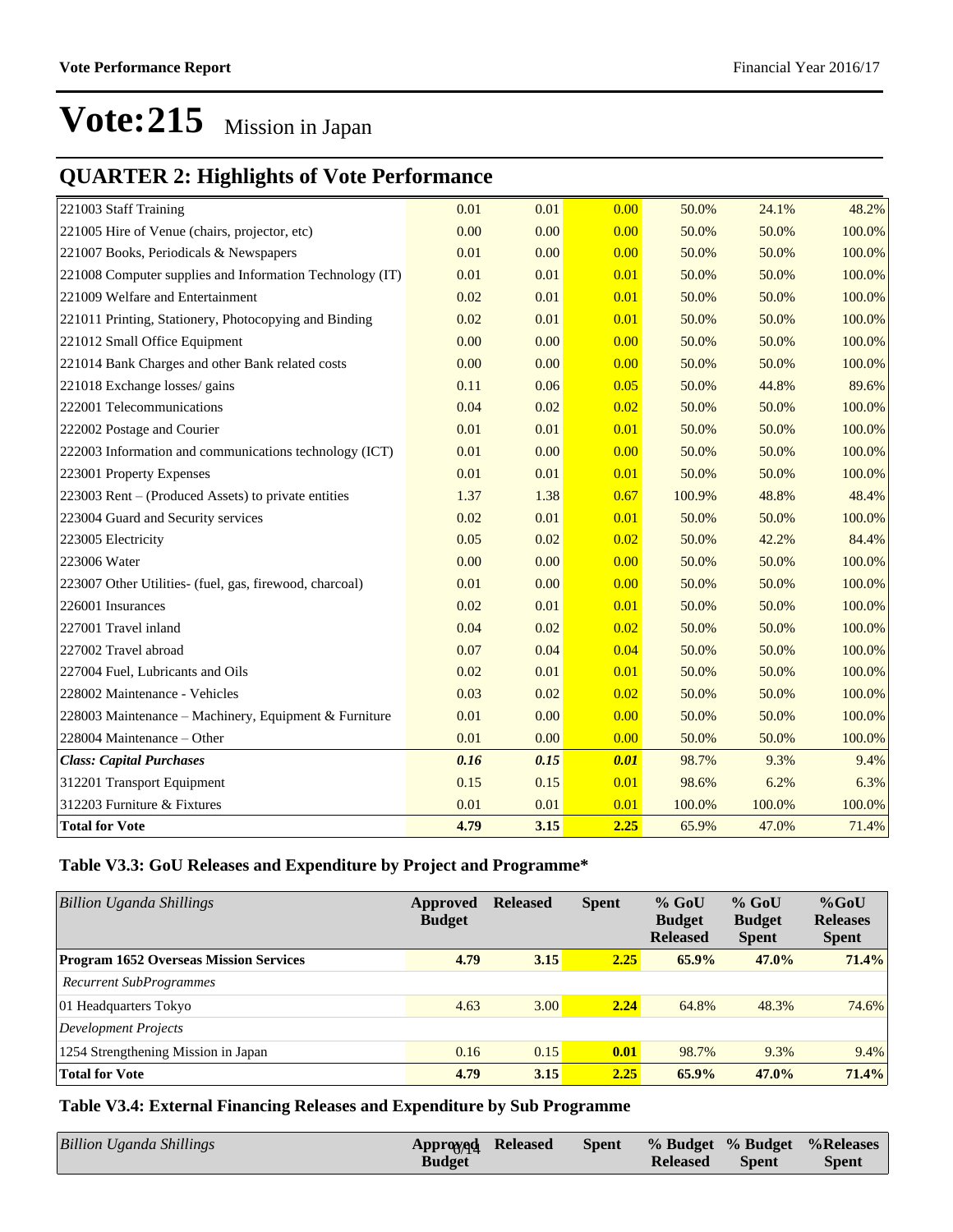# Vote:215 Mission in Japan

## QUARTER 2: Highlights of Vote Performance

| | | | | | | |
|---|---|---|---|---|---|---|
| 221003 Staff Training | 0.01 | 0.01 | 0.00 | 50.0% | 24.1% | 48.2% |
| 221005 Hire of Venue (chairs, projector, etc) | 0.00 | 0.00 | 0.00 | 50.0% | 50.0% | 100.0% |
| 221007 Books, Periodicals & Newspapers | 0.01 | 0.00 | 0.00 | 50.0% | 50.0% | 100.0% |
| 221008 Computer supplies and Information Technology (IT) | 0.01 | 0.01 | 0.01 | 50.0% | 50.0% | 100.0% |
| 221009 Welfare and Entertainment | 0.02 | 0.01 | 0.01 | 50.0% | 50.0% | 100.0% |
| 221011 Printing, Stationery, Photocopying and Binding | 0.02 | 0.01 | 0.01 | 50.0% | 50.0% | 100.0% |
| 221012 Small Office Equipment | 0.00 | 0.00 | 0.00 | 50.0% | 50.0% | 100.0% |
| 221014 Bank Charges and other Bank related costs | 0.00 | 0.00 | 0.00 | 50.0% | 50.0% | 100.0% |
| 221018 Exchange losses/ gains | 0.11 | 0.06 | 0.05 | 50.0% | 44.8% | 89.6% |
| 222001 Telecommunications | 0.04 | 0.02 | 0.02 | 50.0% | 50.0% | 100.0% |
| 222002 Postage and Courier | 0.01 | 0.01 | 0.01 | 50.0% | 50.0% | 100.0% |
| 222003 Information and communications technology (ICT) | 0.01 | 0.00 | 0.00 | 50.0% | 50.0% | 100.0% |
| 223001 Property Expenses | 0.01 | 0.01 | 0.01 | 50.0% | 50.0% | 100.0% |
| 223003 Rent – (Produced Assets) to private entities | 1.37 | 1.38 | 0.67 | 100.9% | 48.8% | 48.4% |
| 223004 Guard and Security services | 0.02 | 0.01 | 0.01 | 50.0% | 50.0% | 100.0% |
| 223005 Electricity | 0.05 | 0.02 | 0.02 | 50.0% | 42.2% | 84.4% |
| 223006 Water | 0.00 | 0.00 | 0.00 | 50.0% | 50.0% | 100.0% |
| 223007 Other Utilities- (fuel, gas, firewood, charcoal) | 0.01 | 0.00 | 0.00 | 50.0% | 50.0% | 100.0% |
| 226001 Insurances | 0.02 | 0.01 | 0.01 | 50.0% | 50.0% | 100.0% |
| 227001 Travel inland | 0.04 | 0.02 | 0.02 | 50.0% | 50.0% | 100.0% |
| 227002 Travel abroad | 0.07 | 0.04 | 0.04 | 50.0% | 50.0% | 100.0% |
| 227004 Fuel, Lubricants and Oils | 0.02 | 0.01 | 0.01 | 50.0% | 50.0% | 100.0% |
| 228002 Maintenance - Vehicles | 0.03 | 0.02 | 0.02 | 50.0% | 50.0% | 100.0% |
| 228003 Maintenance – Machinery, Equipment & Furniture | 0.01 | 0.00 | 0.00 | 50.0% | 50.0% | 100.0% |
| 228004 Maintenance – Other | 0.01 | 0.00 | 0.00 | 50.0% | 50.0% | 100.0% |
| ***Class: Capital Purchases*** | ***0.16*** | ***0.15*** | ***0.01*** | 98.7% | 9.3% | 9.4% |
| 312201 Transport Equipment | 0.15 | 0.15 | 0.01 | 98.6% | 6.2% | 6.3% |
| 312203 Furniture & Fixtures | 0.01 | 0.01 | 0.01 | 100.0% | 100.0% | 100.0% |
| **Total for Vote** | **4.79** | **3.15** | **2.25** | 65.9% | 47.0% | 71.4% |

### Table V3.3: GoU Releases and Expenditure by Project and Programme*

| *Billion Uganda Shillings* | Approved Budget | Released | Spent | % GoU Budget Released | % GoU Budget Spent | %GoU Releases Spent |
|---|---|---|---|---|---|---|
| **Program 1652 Overseas Mission Services** | **4.79** | **3.15** | **2.25** | **65.9%** | **47.0%** | **71.4%** |
| *Recurrent SubProgrammes* | | | | | | |
| 01 Headquarters Tokyo | 4.63 | 3.00 | 2.24 | 64.8% | 48.3% | 74.6% |
| *Development Projects* | | | | | | |
| 1254 Strengthening Mission in Japan | 0.16 | 0.15 | 0.01 | 98.7% | 9.3% | 9.4% |
| **Total for Vote** | **4.79** | **3.15** | **2.25** | **65.9%** | **47.0%** | **71.4%** |

### Table V3.4: External Financing Releases and Expenditure by Sub Programme

| *Billion Uganda Shillings* | Approved Budget | Released | Spent | % Budget Released | % Budget Spent | %Releases Spent |
|---|---|---|---|---|---|---|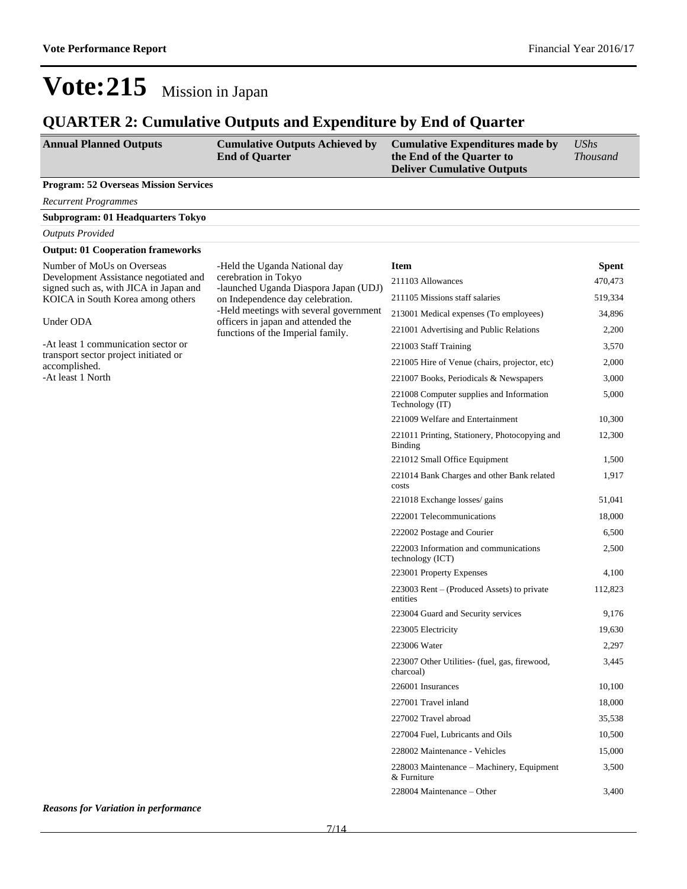# Vote:215 Mission in Japan

## QUARTER 2: Cumulative Outputs and Expenditure by End of Quarter

| Annual Planned Outputs | Cumulative Outputs Achieved by End of Quarter | Cumulative Expenditures made by the End of the Quarter to Deliver Cumulative Outputs | *UShs Thousand* |
|---|---|---|---|

**Program: 52 Overseas Mission Services**

*Recurrent Programmes*

**Subprogram: 01 Headquarters Tokyo**

*Outputs Provided*

**Output: 01 Cooperation frameworks**

| Annual Planned Outputs | Cumulative Outputs Achieved by End of Quarter | Item | Spent |
|---|---|---|---|
| Number of MoUs on Overseas Development Assistance negotiated and signed such as, with JICA in Japan and KOICA in South Korea among others<br><br>Under ODA<br><br>-At least 1 communication sector or transport sector project initiated or accomplished.<br>-At least 1 North | -Held the Uganda National day cerebration in Tokyo<br>-launched Uganda Diaspora Japan (UDJ) on Independence day celebration.<br>-Held meetings with several government officers in japan and attended the functions of the Imperial family. | 211103 Allowances | 470,473 |
| | | 211105 Missions staff salaries | 519,334 |
| | | 213001 Medical expenses (To employees) | 34,896 |
| | | 221001 Advertising and Public Relations | 2,200 |
| | | 221003 Staff Training | 3,570 |
| | | 221005 Hire of Venue (chairs, projector, etc) | 2,000 |
| | | 221007 Books, Periodicals & Newspapers | 3,000 |
| | | 221008 Computer supplies and Information Technology (IT) | 5,000 |
| | | 221009 Welfare and Entertainment | 10,300 |
| | | 221011 Printing, Stationery, Photocopying and Binding | 12,300 |
| | | 221012 Small Office Equipment | 1,500 |
| | | 221014 Bank Charges and other Bank related costs | 1,917 |
| | | 221018 Exchange losses/ gains | 51,041 |
| | | 222001 Telecommunications | 18,000 |
| | | 222002 Postage and Courier | 6,500 |
| | | 222003 Information and communications technology (ICT) | 2,500 |
| | | 223001 Property Expenses | 4,100 |
| | | 223003 Rent – (Produced Assets) to private entities | 112,823 |
| | | 223004 Guard and Security services | 9,176 |
| | | 223005 Electricity | 19,630 |
| | | 223006 Water | 2,297 |
| | | 223007 Other Utilities- (fuel, gas, firewood, charcoal) | 3,445 |
| | | 226001 Insurances | 10,100 |
| | | 227001 Travel inland | 18,000 |
| | | 227002 Travel abroad | 35,538 |
| | | 227004 Fuel, Lubricants and Oils | 10,500 |
| | | 228002 Maintenance - Vehicles | 15,000 |
| | | 228003 Maintenance – Machinery, Equipment & Furniture | 3,500 |
| | | 228004 Maintenance – Other | 3,400 |

***Reasons for Variation in performance***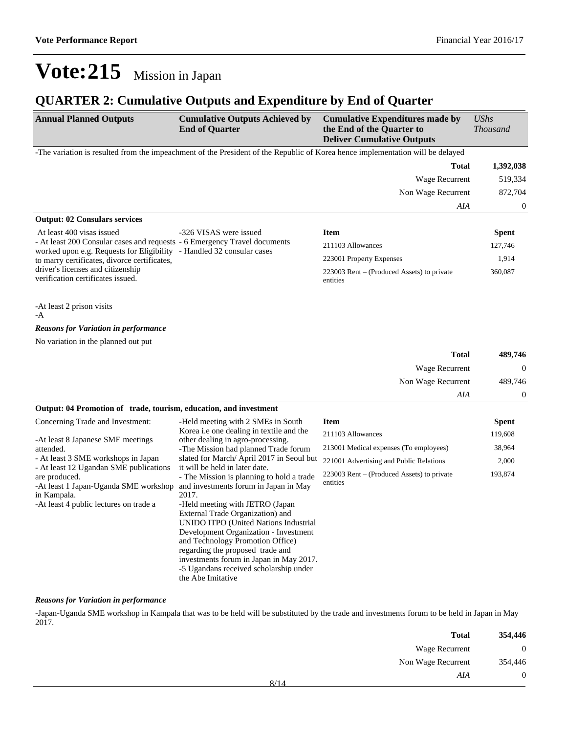# Vote:215 Mission in Japan

## QUARTER 2: Cumulative Outputs and Expenditure by End of Quarter

| Annual Planned Outputs | Cumulative Outputs Achieved by End of Quarter | Cumulative Expenditures made by the End of the Quarter to Deliver Cumulative Outputs | UShs Thousand |
|---|---|---|---|

-The variation is resulted from the impeachment of the President of the Republic of Korea hence implementation will be delayed

| | |
|---|---|
| **Total** | **1,392,038** |
| Wage Recurrent | 519,334 |
| Non Wage Recurrent | 872,704 |
| *AIA* | 0 |

**Output: 02 Consulars services**

| Annual Planned Outputs | Cumulative Outputs Achieved by End of Quarter | Item | Spent |
|---|---|---|---|
| At least 400 visas issued<br>- At least 200 Consular cases and requests worked upon e.g. Requests for Eligibility to marry certificates, divorce certificates, driver's licenses and citizenship verification certificates issued.<br><br>-At least 2 prison visits<br>-A | -326 VISAS were issued<br>- 6 Emergency Travel documents<br>- Handled 32 consular cases | 211103 Allowances | 127,746 |
| | | 223001 Property Expenses | 1,914 |
| | | 223003 Rent – (Produced Assets) to private entities | 360,087 |

***Reasons for Variation in performance***

No variation in the planned out put

| | |
|---|---|
| **Total** | **489,746** |
| Wage Recurrent | 0 |
| Non Wage Recurrent | 489,746 |
| *AIA* | 0 |

**Output: 04 Promotion of trade, tourism, education, and investment**

| Annual Planned Outputs | Cumulative Outputs Achieved by End of Quarter | Item | Spent |
|---|---|---|---|
| Concerning Trade and Investment:<br><br>-At least 8 Japanese SME meetings attended.<br>- At least 3 SME workshops in Japan<br>- At least 12 Ugandan SME publications are produced.<br>-At least 1 Japan-Uganda SME workshop in Kampala.<br>-At least 4 public lectures on trade a | -Held meeting with 2 SMEs in South Korea i.e one dealing in textile and the other dealing in agro-processing.<br>-The Mission had planned Trade forum slated for March/ April 2017 in Seoul but it will be held in later date.<br>- The Mission is planning to hold a trade and investments forum in Japan in May 2017.<br>-Held meeting with JETRO (Japan External Trade Organization) and UNIDO ITPO (United Nations Industrial Development Organization - Investment and Technology Promotion Office) regarding the proposed trade and investments forum in Japan in May 2017.<br>-5 Ugandans received scholarship under the Abe Imitative | 211103 Allowances | 119,608 |
| | | 213001 Medical expenses (To employees) | 38,964 |
| | | 221001 Advertising and Public Relations | 2,000 |
| | | 223003 Rent – (Produced Assets) to private entities | 193,874 |

***Reasons for Variation in performance***

-Japan-Uganda SME workshop in Kampala that was to be held will be substituted by the trade and investments forum to be held in Japan in May 2017.

| | |
|---|---|
| **Total** | **354,446** |
| Wage Recurrent | 0 |
| Non Wage Recurrent | 354,446 |
| *AIA* | 0 |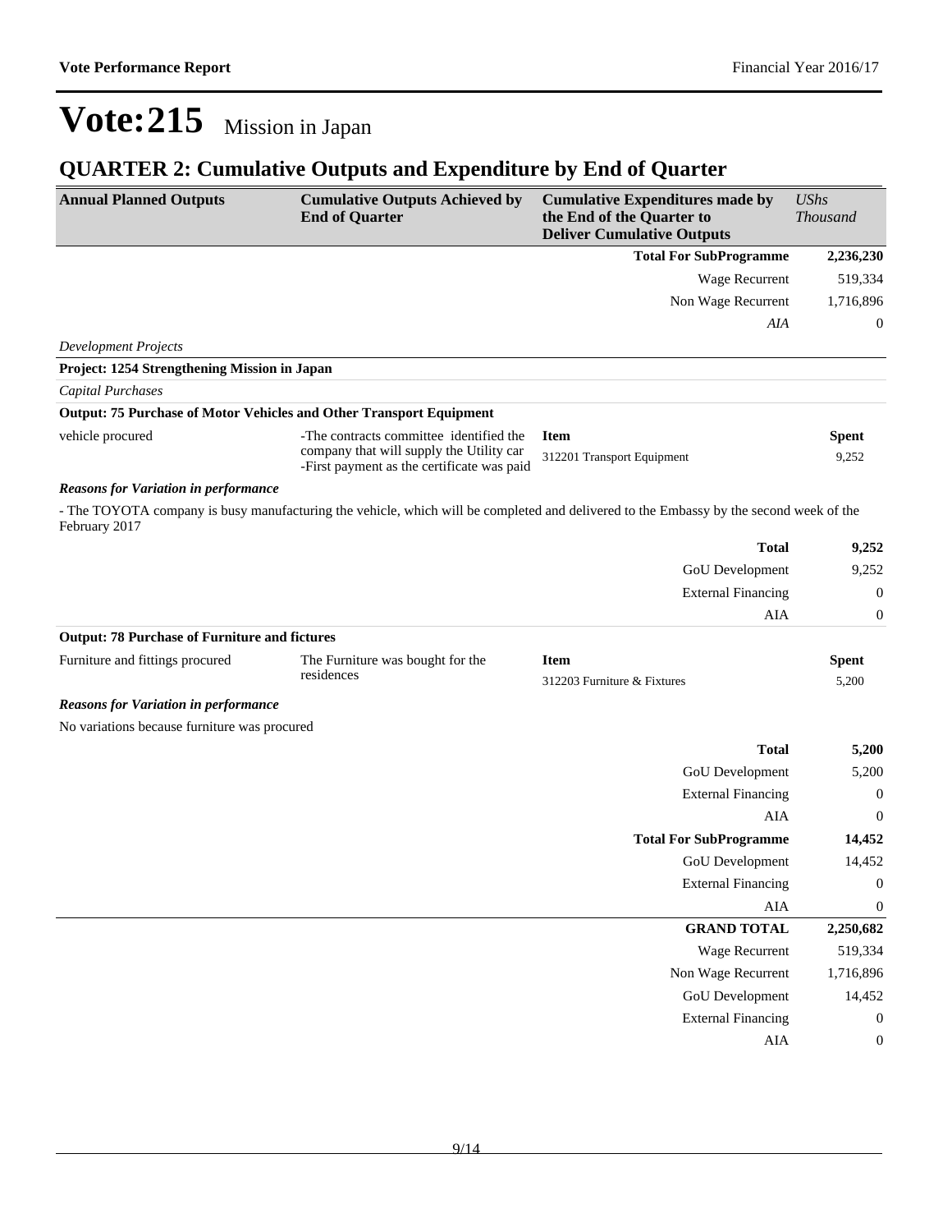# Vote:215 Mission in Japan

## QUARTER 2: Cumulative Outputs and Expenditure by End of Quarter

| Annual Planned Outputs | Cumulative Outputs Achieved by End of Quarter | Cumulative Expenditures made by the End of the Quarter to Deliver Cumulative Outputs | *UShs Thousand* |
|---|---|---|---|
| | | **Total For SubProgramme** | **2,236,230** |
| | | Wage Recurrent | 519,334 |
| | | Non Wage Recurrent | 1,716,896 |
| | | *AIA* | 0 |

*Development Projects*

**Project: 1254 Strengthening Mission in Japan**

*Capital Purchases*

**Output: 75 Purchase of Motor Vehicles and Other Transport Equipment**

| Annual Planned Outputs | Cumulative Outputs Achieved by End of Quarter | Item | Spent |
|---|---|---|---|
| vehicle procured | -The contracts committee identified the company that will supply the Utility car<br>-First payment as the certificate was paid | 312201 Transport Equipment | 9,252 |

***Reasons for Variation in performance***

- The TOYOTA company is busy manufacturing the vehicle, which will be completed and delivered to the Embassy by the second week of the February 2017

| | |
|---|---|
| **Total** | **9,252** |
| GoU Development | 9,252 |
| External Financing | 0 |
| AIA | 0 |

**Output: 78 Purchase of Furniture and fictures**

| Annual Planned Outputs | Cumulative Outputs Achieved by End of Quarter | Item | Spent |
|---|---|---|---|
| Furniture and fittings procured | The Furniture was bought for the residences | 312203 Furniture & Fixtures | 5,200 |

***Reasons for Variation in performance***

No variations because furniture was procured

| | |
|---|---|
| **Total** | **5,200** |
| GoU Development | 5,200 |
| External Financing | 0 |
| AIA | 0 |
| **Total For SubProgramme** | **14,452** |
| GoU Development | 14,452 |
| External Financing | 0 |
| AIA | 0 |
| **GRAND TOTAL** | **2,250,682** |
| Wage Recurrent | 519,334 |
| Non Wage Recurrent | 1,716,896 |
| GoU Development | 14,452 |
| External Financing | 0 |
| AIA | 0 |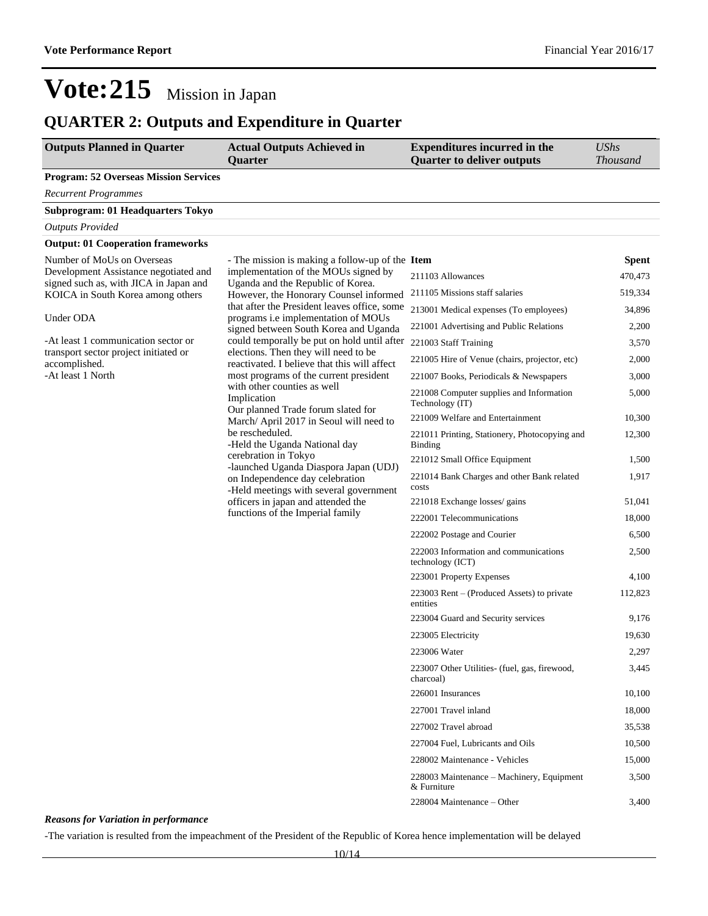# Vote:215 Mission in Japan

## QUARTER 2: Outputs and Expenditure in Quarter

| Outputs Planned in Quarter | Actual Outputs Achieved in Quarter | Expenditures incurred in the Quarter to deliver outputs | *UShs Thousand* |
|---|---|---|---|
| **Program: 52 Overseas Mission Services** | | | |
| *Recurrent Programmes* | | | |
| **Subprogram: 01 Headquarters Tokyo** | | | |
| *Outputs Provided* | | | |
| **Output: 01 Cooperation frameworks** | | | |
| Number of MoUs on Overseas Development Assistance negotiated and signed such as, with JICA in Japan and KOICA in South Korea among others<br><br>Under ODA<br><br>-At least 1 communication sector or transport sector project initiated or accomplished.<br>-At least 1 North | - The mission is making a follow-up of the implementation of the MOUs signed by Uganda and the Republic of Korea. However, the Honorary Counsel informed that after the President leaves office, some programs i.e implementation of MOUs signed between South Korea and Uganda could temporally be put on hold until after elections. Then they will need to be reactivated. I believe that this will affect most programs of the current president with other counties as well<br>Implication<br>Our planned Trade forum slated for March/ April 2017 in Seoul will need to be rescheduled.<br>-Held the Uganda National day cerebration in Tokyo<br>-launched Uganda Diaspora Japan (UDJ) on Independence day celebration<br>-Held meetings with several government officers in japan and attended the functions of the Imperial family | **Item** | **Spent** |
| | | 211103 Allowances | 470,473 |
| | | 211105 Missions staff salaries | 519,334 |
| | | 213001 Medical expenses (To employees) | 34,896 |
| | | 221001 Advertising and Public Relations | 2,200 |
| | | 221003 Staff Training | 3,570 |
| | | 221005 Hire of Venue (chairs, projector, etc) | 2,000 |
| | | 221007 Books, Periodicals & Newspapers | 3,000 |
| | | 221008 Computer supplies and Information Technology (IT) | 5,000 |
| | | 221009 Welfare and Entertainment | 10,300 |
| | | 221011 Printing, Stationery, Photocopying and Binding | 12,300 |
| | | 221012 Small Office Equipment | 1,500 |
| | | 221014 Bank Charges and other Bank related costs | 1,917 |
| | | 221018 Exchange losses/ gains | 51,041 |
| | | 222001 Telecommunications | 18,000 |
| | | 222002 Postage and Courier | 6,500 |
| | | 222003 Information and communications technology (ICT) | 2,500 |
| | | 223001 Property Expenses | 4,100 |
| | | 223003 Rent – (Produced Assets) to private entities | 112,823 |
| | | 223004 Guard and Security services | 9,176 |
| | | 223005 Electricity | 19,630 |
| | | 223006 Water | 2,297 |
| | | 223007 Other Utilities- (fuel, gas, firewood, charcoal) | 3,445 |
| | | 226001 Insurances | 10,100 |
| | | 227001 Travel inland | 18,000 |
| | | 227002 Travel abroad | 35,538 |
| | | 227004 Fuel, Lubricants and Oils | 10,500 |
| | | 228002 Maintenance - Vehicles | 15,000 |
| | | 228003 Maintenance – Machinery, Equipment & Furniture | 3,500 |
| | | 228004 Maintenance – Other | 3,400 |

***Reasons for Variation in performance***

-The variation is resulted from the impeachment of the President of the Republic of Korea hence implementation will be delayed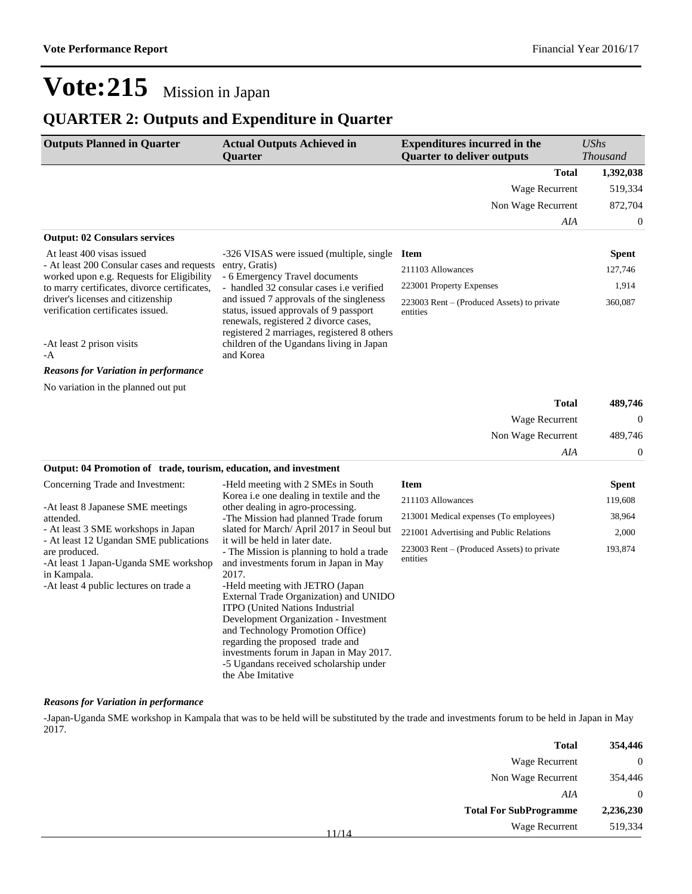# Vote:215 Mission in Japan

## QUARTER 2: Outputs and Expenditure in Quarter

| Outputs Planned in Quarter | Actual Outputs Achieved in Quarter | Expenditures incurred in the Quarter to deliver outputs | UShs Thousand |
|---|---|---|---|
| | | **Total** | **1,392,038** |
| | | Wage Recurrent | 519,334 |
| | | Non Wage Recurrent | 872,704 |
| | | *AIA* | 0 |

**Output: 02 Consulars services**

| Outputs Planned in Quarter | Actual Outputs Achieved in Quarter | Item | Spent |
|---|---|---|---|
| At least 400 visas issued<br>- At least 200 Consular cases and requests worked upon e.g. Requests for Eligibility to marry certificates, divorce certificates, driver's licenses and citizenship verification certificates issued.<br><br>-At least 2 prison visits<br>-A | -326 VISAS were issued (multiple, single entry, Gratis)<br>- 6 Emergency Travel documents<br>- handled 32 consular cases i.e verified and issued 7 approvals of the singleness status, issued approvals of 9 passport renewals, registered 2 divorce cases, registered 2 marriages, registered 8 others children of the Ugandans living in Japan and Korea | 211103 Allowances | 127,746 |
| | | 223001 Property Expenses | 1,914 |
| | | 223003 Rent – (Produced Assets) to private entities | 360,087 |

***Reasons for Variation in performance***

No variation in the planned out put

| | |
|---|---|
| **Total** | **489,746** |
| Wage Recurrent | 0 |
| Non Wage Recurrent | 489,746 |
| *AIA* | 0 |

**Output: 04 Promotion of trade, tourism, education, and investment**

| Outputs Planned in Quarter | Actual Outputs Achieved in Quarter | Item | Spent |
|---|---|---|---|
| Concerning Trade and Investment:<br><br>-At least 8 Japanese SME meetings attended.<br>- At least 3 SME workshops in Japan<br>- At least 12 Ugandan SME publications are produced.<br>-At least 1 Japan-Uganda SME workshop in Kampala.<br>-At least 4 public lectures on trade a | -Held meeting with 2 SMEs in South Korea i.e one dealing in textile and the other dealing in agro-processing.<br>-The Mission had planned Trade forum slated for March/ April 2017 in Seoul but it will be held in later date.<br>- The Mission is planning to hold a trade and investments forum in Japan in May 2017.<br>-Held meeting with JETRO (Japan External Trade Organization) and UNIDO ITPO (United Nations Industrial Development Organization - Investment and Technology Promotion Office) regarding the proposed trade and investments forum in Japan in May 2017.<br>-5 Ugandans received scholarship under the Abe Imitative | 211103 Allowances | 119,608 |
| | | 213001 Medical expenses (To employees) | 38,964 |
| | | 221001 Advertising and Public Relations | 2,000 |
| | | 223003 Rent – (Produced Assets) to private entities | 193,874 |

***Reasons for Variation in performance***

-Japan-Uganda SME workshop in Kampala that was to be held will be substituted by the trade and investments forum to be held in Japan in May 2017.

| | |
|---|---|
| **Total** | **354,446** |
| Wage Recurrent | 0 |
| Non Wage Recurrent | 354,446 |
| *AIA* | 0 |
| **Total For SubProgramme** | **2,236,230** |
| Wage Recurrent | 519,334 |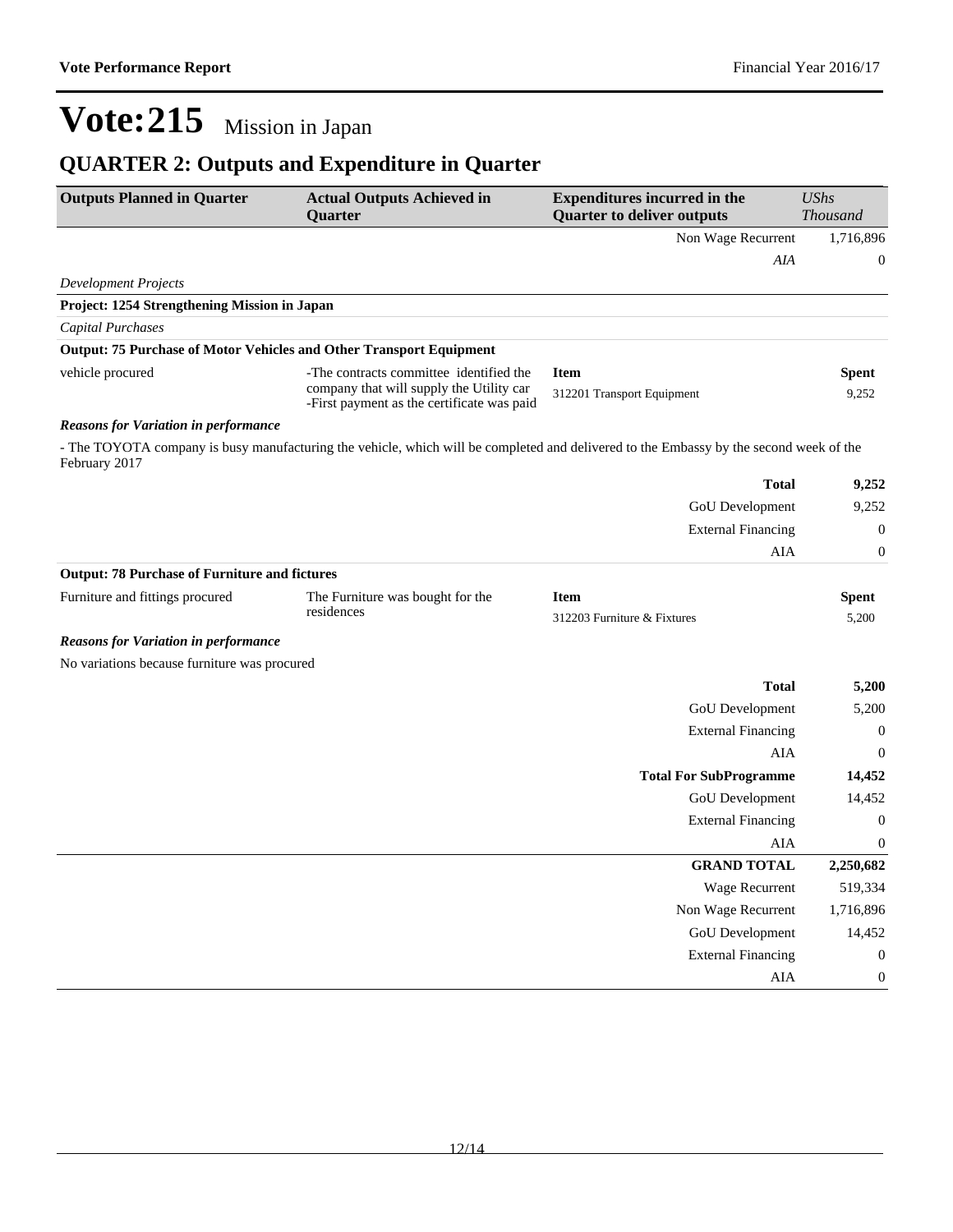# Vote:215 Mission in Japan

## QUARTER 2: Outputs and Expenditure in Quarter

| Outputs Planned in Quarter | Actual Outputs Achieved in Quarter | Expenditures incurred in the Quarter to deliver outputs | *UShs Thousand* |
|---|---|---|---|
| | | Non Wage Recurrent | 1,716,896 |
| | | *AIA* | 0 |

*Development Projects*

**Project: 1254 Strengthening Mission in Japan**

*Capital Purchases*

**Output: 75 Purchase of Motor Vehicles and Other Transport Equipment**

| Outputs Planned in Quarter | Actual Outputs Achieved in Quarter | Item | Spent |
|---|---|---|---|
| vehicle procured | -The contracts committee identified the company that will supply the Utility car<br>-First payment as the certificate was paid | 312201 Transport Equipment | 9,252 |

***Reasons for Variation in performance***

- The TOYOTA company is busy manufacturing the vehicle, which will be completed and delivered to the Embassy by the second week of the February 2017

| | |
|---|---|
| **Total** | **9,252** |
| GoU Development | 9,252 |
| External Financing | 0 |
| AIA | 0 |

**Output: 78 Purchase of Furniture and fictures**

| Outputs Planned in Quarter | Actual Outputs Achieved in Quarter | Item | Spent |
|---|---|---|---|
| Furniture and fittings procured | The Furniture was bought for the residences | 312203 Furniture & Fixtures | 5,200 |

***Reasons for Variation in performance***

No variations because furniture was procured

| | |
|---|---|
| **Total** | **5,200** |
| GoU Development | 5,200 |
| External Financing | 0 |
| AIA | 0 |
| **Total For SubProgramme** | **14,452** |
| GoU Development | 14,452 |
| External Financing | 0 |
| AIA | 0 |
| **GRAND TOTAL** | **2,250,682** |
| Wage Recurrent | 519,334 |
| Non Wage Recurrent | 1,716,896 |
| GoU Development | 14,452 |
| External Financing | 0 |
| AIA | 0 |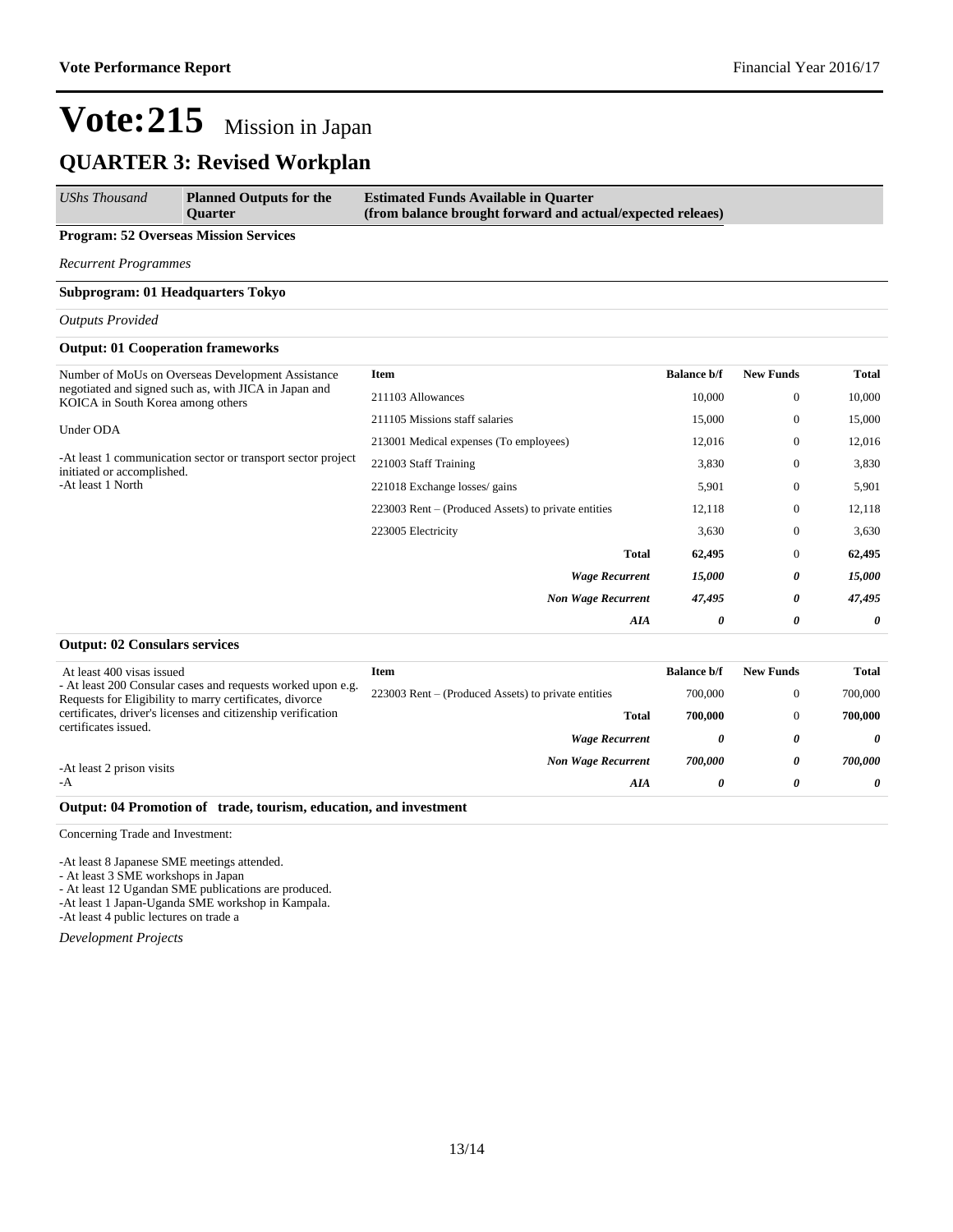# Vote:215 Mission in Japan

## QUARTER 3: Revised Workplan

| *UShs Thousand* | **Planned Outputs for the Quarter** | **Estimated Funds Available in Quarter (from balance brought forward and actual/expected releaes)** |
|---|---|---|

**Program: 52 Overseas Mission Services**

*Recurrent Programmes*

**Subprogram: 01 Headquarters Tokyo**

*Outputs Provided*

**Output: 01 Cooperation frameworks**

Number of MoUs on Overseas Development Assistance negotiated and signed such as, with JICA in Japan and KOICA in South Korea among others

Under ODA

-At least 1 communication sector or transport sector project initiated or accomplished.
-At least 1 North

| Item | Balance b/f | New Funds | Total |
|---|---|---|---|
| 211103 Allowances | 10,000 | 0 | 10,000 |
| 211105 Missions staff salaries | 15,000 | 0 | 15,000 |
| 213001 Medical expenses (To employees) | 12,016 | 0 | 12,016 |
| 221003 Staff Training | 3,830 | 0 | 3,830 |
| 221018 Exchange losses/ gains | 5,901 | 0 | 5,901 |
| 223003 Rent – (Produced Assets) to private entities | 12,118 | 0 | 12,118 |
| 223005 Electricity | 3,630 | 0 | 3,630 |
| **Total** | **62,495** | 0 | **62,495** |
| ***Wage Recurrent*** | ***15,000*** | ***0*** | ***15,000*** |
| ***Non Wage Recurrent*** | ***47,495*** | ***0*** | ***47,495*** |
| ***AIA*** | ***0*** | ***0*** | ***0*** |

**Output: 02 Consulars services**

At least 400 visas issued
- At least 200 Consular cases and requests worked upon e.g. Requests for Eligibility to marry certificates, divorce certificates, driver's licenses and citizenship verification certificates issued.

-At least 2 prison visits
-A

| Item | Balance b/f | New Funds | Total |
|---|---|---|---|
| 223003 Rent – (Produced Assets) to private entities | 700,000 | 0 | 700,000 |
| **Total** | **700,000** | 0 | **700,000** |
| ***Wage Recurrent*** | ***0*** | ***0*** | ***0*** |
| ***Non Wage Recurrent*** | ***700,000*** | ***0*** | ***700,000*** |
| ***AIA*** | ***0*** | ***0*** | ***0*** |

**Output: 04 Promotion of trade, tourism, education, and investment**

Concerning Trade and Investment:

-At least 8 Japanese SME meetings attended.
- At least 3 SME workshops in Japan
- At least 12 Ugandan SME publications are produced.
-At least 1 Japan-Uganda SME workshop in Kampala.
-At least 4 public lectures on trade a

*Development Projects*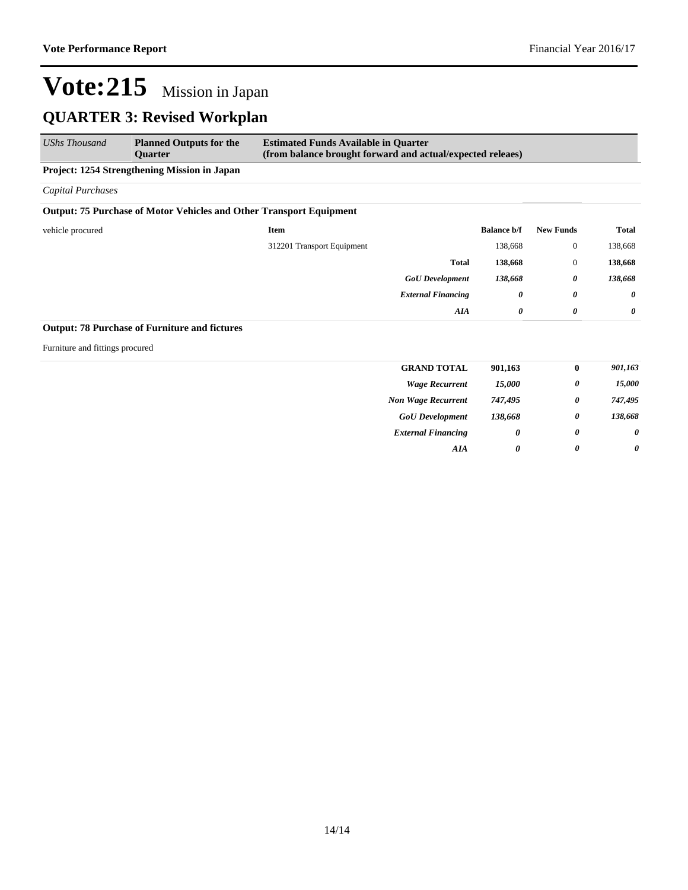# Vote:215 Mission in Japan

## QUARTER 3: Revised Workplan

| *UShs Thousand* | **Planned Outputs for the Quarter** | **Estimated Funds Available in Quarter (from balance brought forward and actual/expected releaes)** | | | |
|---|---|---|---|---|---|
| **Project: 1254 Strengthening Mission in Japan** | | | | | |
| *Capital Purchases* | | | | | |
| **Output: 75 Purchase of Motor Vehicles and Other Transport Equipment** | | | | | |
| vehicle procured | | **Item** | **Balance b/f** | **New Funds** | **Total** |
| | | 312201 Transport Equipment | 138,668 | 0 | 138,668 |
| | | **Total** | **138,668** | 0 | **138,668** |
| | | ***GoU Development*** | ***138,668*** | ***0*** | ***138,668*** |
| | | ***External Financing*** | ***0*** | ***0*** | ***0*** |
| | | ***AIA*** | ***0*** | ***0*** | ***0*** |
| **Output: 78 Purchase of Furniture and fictures** | | | | | |
| Furniture and fittings procured | | | | | |
| | | **GRAND TOTAL** | **901,163** | **0** | ***901,163*** |
| | | ***Wage Recurrent*** | ***15,000*** | ***0*** | ***15,000*** |
| | | ***Non Wage Recurrent*** | ***747,495*** | ***0*** | ***747,495*** |
| | | ***GoU Development*** | ***138,668*** | ***0*** | ***138,668*** |
| | | ***External Financing*** | ***0*** | ***0*** | ***0*** |
| | | ***AIA*** | ***0*** | ***0*** | ***0*** |